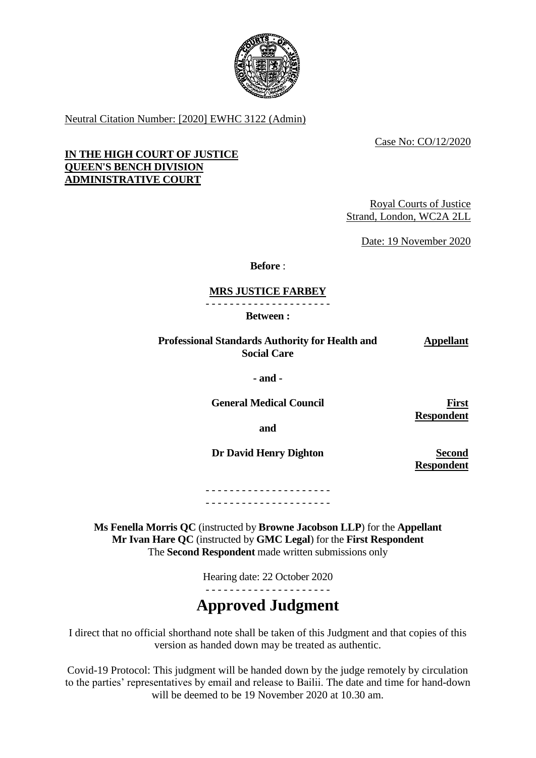Neutral Citation Number: [2020] EWHC 3122 (Admin)

Case No: CO/12/2020

**IN THE HIGH COURT OF JUSTICE**
**QUEEN'S BENCH DIVISION**
**ADMINISTRATIVE COURT**

Royal Courts of Justice
Strand, London, WC2A 2LL

Date: 19 November 2020

**Before** :

**MRS JUSTICE FARBEY**

- - - - - - - - - - - - - - - - - - - - -

**Between :**

| | |
|---|---|
| **Professional Standards Authority for Health and Social Care** | **Appellant** |
| **- and -** | |
| **General Medical Council** | **First Respondent** |
| **and** | |
| **Dr David Henry Dighton** | **Second Respondent** |

- - - - - - - - - - - - - - - - - - - - -
- - - - - - - - - - - - - - - - - - - - -

**Ms Fenella Morris QC** (instructed by **Browne Jacobson LLP**) for the **Appellant**
**Mr Ivan Hare QC** (instructed by **GMC Legal**) for the **First Respondent**
The **Second Respondent** made written submissions only

Hearing date: 22 October 2020

- - - - - - - - - - - - - - - - - - - - -

# Approved Judgment

I direct that no official shorthand note shall be taken of this Judgment and that copies of this version as handed down may be treated as authentic.

Covid-19 Protocol: This judgment will be handed down by the judge remotely by circulation to the parties' representatives by email and release to Bailii. The date and time for hand-down will be deemed to be 19 November 2020 at 10.30 am.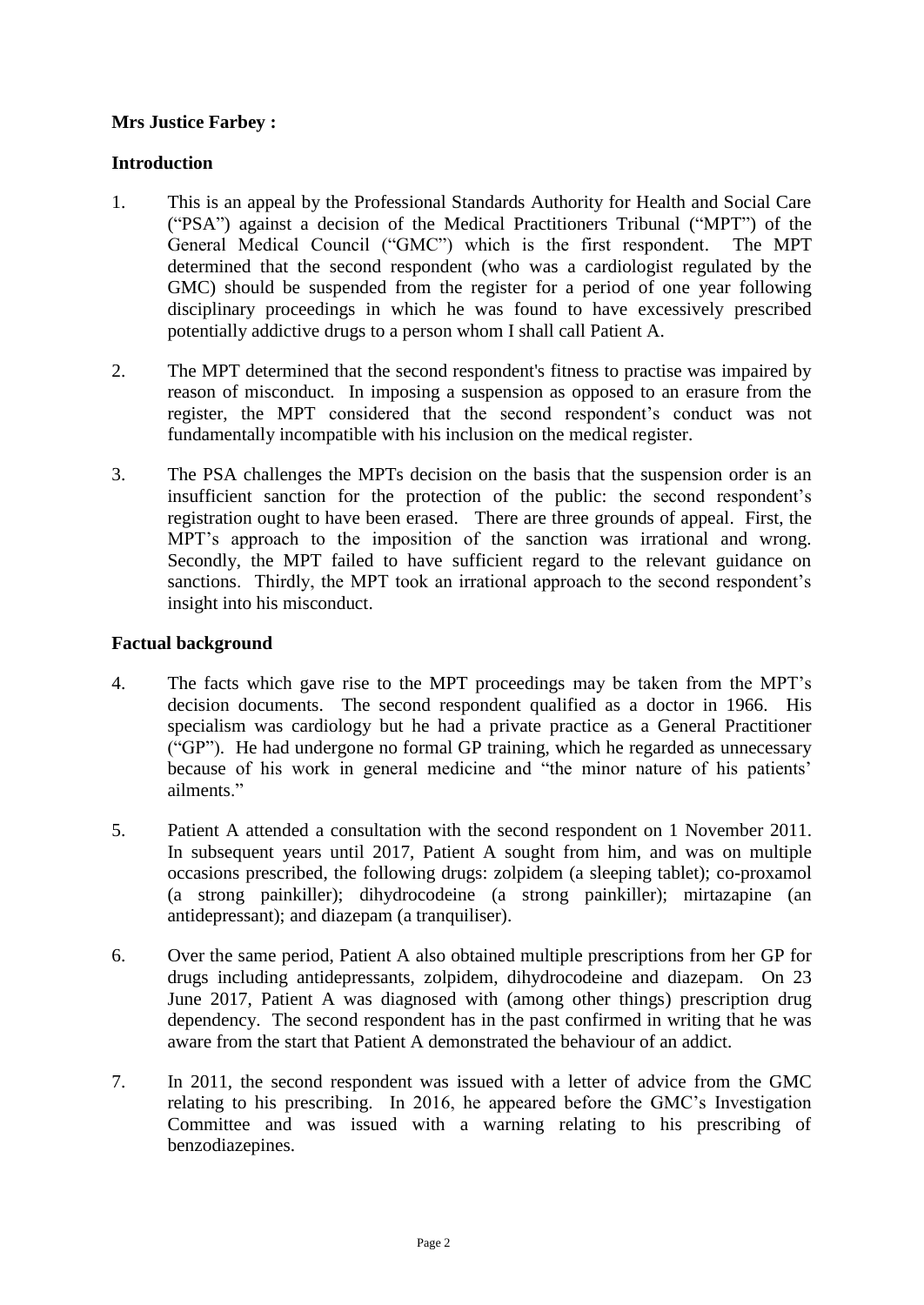**Mrs Justice Farbey :**

**Introduction**

1. This is an appeal by the Professional Standards Authority for Health and Social Care ("PSA") against a decision of the Medical Practitioners Tribunal ("MPT") of the General Medical Council ("GMC") which is the first respondent. The MPT determined that the second respondent (who was a cardiologist regulated by the GMC) should be suspended from the register for a period of one year following disciplinary proceedings in which he was found to have excessively prescribed potentially addictive drugs to a person whom I shall call Patient A.

2. The MPT determined that the second respondent's fitness to practise was impaired by reason of misconduct. In imposing a suspension as opposed to an erasure from the register, the MPT considered that the second respondent's conduct was not fundamentally incompatible with his inclusion on the medical register.

3. The PSA challenges the MPTs decision on the basis that the suspension order is an insufficient sanction for the protection of the public: the second respondent's registration ought to have been erased. There are three grounds of appeal. First, the MPT's approach to the imposition of the sanction was irrational and wrong. Secondly, the MPT failed to have sufficient regard to the relevant guidance on sanctions. Thirdly, the MPT took an irrational approach to the second respondent's insight into his misconduct.

**Factual background**

4. The facts which gave rise to the MPT proceedings may be taken from the MPT's decision documents. The second respondent qualified as a doctor in 1966. His specialism was cardiology but he had a private practice as a General Practitioner ("GP"). He had undergone no formal GP training, which he regarded as unnecessary because of his work in general medicine and "the minor nature of his patients' ailments."

5. Patient A attended a consultation with the second respondent on 1 November 2011. In subsequent years until 2017, Patient A sought from him, and was on multiple occasions prescribed, the following drugs: zolpidem (a sleeping tablet); co-proxamol (a strong painkiller); dihydrocodeine (a strong painkiller); mirtazapine (an antidepressant); and diazepam (a tranquiliser).

6. Over the same period, Patient A also obtained multiple prescriptions from her GP for drugs including antidepressants, zolpidem, dihydrocodeine and diazepam. On 23 June 2017, Patient A was diagnosed with (among other things) prescription drug dependency. The second respondent has in the past confirmed in writing that he was aware from the start that Patient A demonstrated the behaviour of an addict.

7. In 2011, the second respondent was issued with a letter of advice from the GMC relating to his prescribing. In 2016, he appeared before the GMC's Investigation Committee and was issued with a warning relating to his prescribing of benzodiazepines.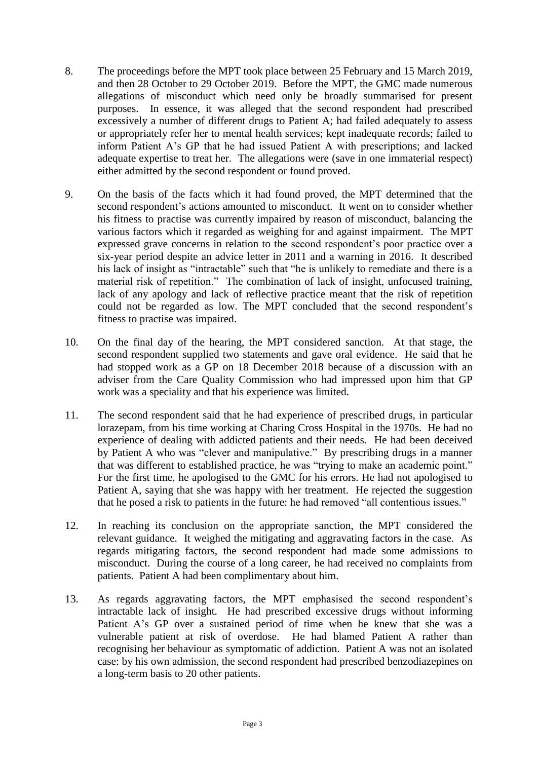8. The proceedings before the MPT took place between 25 February and 15 March 2019, and then 28 October to 29 October 2019. Before the MPT, the GMC made numerous allegations of misconduct which need only be broadly summarised for present purposes. In essence, it was alleged that the second respondent had prescribed excessively a number of different drugs to Patient A; had failed adequately to assess or appropriately refer her to mental health services; kept inadequate records; failed to inform Patient A's GP that he had issued Patient A with prescriptions; and lacked adequate expertise to treat her. The allegations were (save in one immaterial respect) either admitted by the second respondent or found proved.

9. On the basis of the facts which it had found proved, the MPT determined that the second respondent's actions amounted to misconduct. It went on to consider whether his fitness to practise was currently impaired by reason of misconduct, balancing the various factors which it regarded as weighing for and against impairment. The MPT expressed grave concerns in relation to the second respondent's poor practice over a six-year period despite an advice letter in 2011 and a warning in 2016. It described his lack of insight as "intractable" such that "he is unlikely to remediate and there is a material risk of repetition." The combination of lack of insight, unfocused training, lack of any apology and lack of reflective practice meant that the risk of repetition could not be regarded as low. The MPT concluded that the second respondent's fitness to practise was impaired.

10. On the final day of the hearing, the MPT considered sanction. At that stage, the second respondent supplied two statements and gave oral evidence. He said that he had stopped work as a GP on 18 December 2018 because of a discussion with an adviser from the Care Quality Commission who had impressed upon him that GP work was a speciality and that his experience was limited.

11. The second respondent said that he had experience of prescribed drugs, in particular lorazepam, from his time working at Charing Cross Hospital in the 1970s. He had no experience of dealing with addicted patients and their needs. He had been deceived by Patient A who was "clever and manipulative." By prescribing drugs in a manner that was different to established practice, he was "trying to make an academic point." For the first time, he apologised to the GMC for his errors. He had not apologised to Patient A, saying that she was happy with her treatment. He rejected the suggestion that he posed a risk to patients in the future: he had removed "all contentious issues."

12. In reaching its conclusion on the appropriate sanction, the MPT considered the relevant guidance. It weighed the mitigating and aggravating factors in the case. As regards mitigating factors, the second respondent had made some admissions to misconduct. During the course of a long career, he had received no complaints from patients. Patient A had been complimentary about him.

13. As regards aggravating factors, the MPT emphasised the second respondent's intractable lack of insight. He had prescribed excessive drugs without informing Patient A's GP over a sustained period of time when he knew that she was a vulnerable patient at risk of overdose. He had blamed Patient A rather than recognising her behaviour as symptomatic of addiction. Patient A was not an isolated case: by his own admission, the second respondent had prescribed benzodiazepines on a long-term basis to 20 other patients.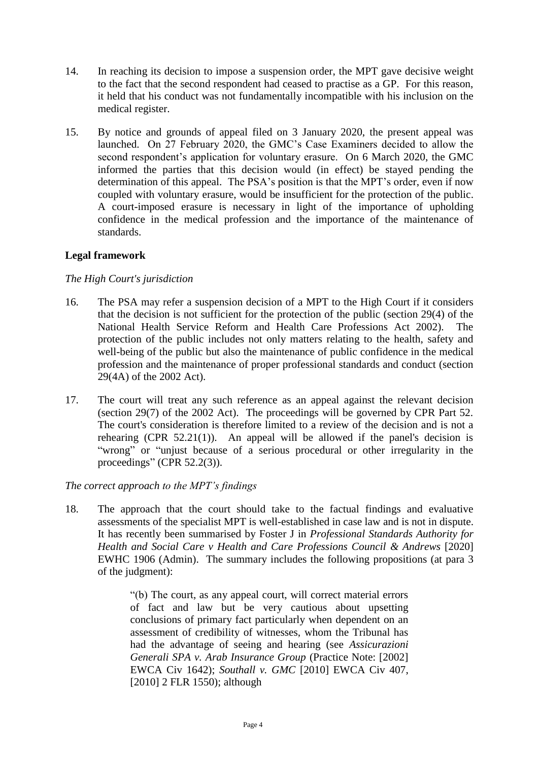14. In reaching its decision to impose a suspension order, the MPT gave decisive weight to the fact that the second respondent had ceased to practise as a GP. For this reason, it held that his conduct was not fundamentally incompatible with his inclusion on the medical register.

15. By notice and grounds of appeal filed on 3 January 2020, the present appeal was launched. On 27 February 2020, the GMC's Case Examiners decided to allow the second respondent's application for voluntary erasure. On 6 March 2020, the GMC informed the parties that this decision would (in effect) be stayed pending the determination of this appeal. The PSA's position is that the MPT's order, even if now coupled with voluntary erasure, would be insufficient for the protection of the public. A court-imposed erasure is necessary in light of the importance of upholding confidence in the medical profession and the importance of the maintenance of standards.

**Legal framework**

*The High Court's jurisdiction*

16. The PSA may refer a suspension decision of a MPT to the High Court if it considers that the decision is not sufficient for the protection of the public (section 29(4) of the National Health Service Reform and Health Care Professions Act 2002). The protection of the public includes not only matters relating to the health, safety and well-being of the public but also the maintenance of public confidence in the medical profession and the maintenance of proper professional standards and conduct (section 29(4A) of the 2002 Act).

17. The court will treat any such reference as an appeal against the relevant decision (section 29(7) of the 2002 Act). The proceedings will be governed by CPR Part 52. The court's consideration is therefore limited to a review of the decision and is not a rehearing (CPR 52.21(1)). An appeal will be allowed if the panel's decision is "wrong" or "unjust because of a serious procedural or other irregularity in the proceedings" (CPR 52.2(3)).

*The correct approach to the MPT's findings*

18. The approach that the court should take to the factual findings and evaluative assessments of the specialist MPT is well-established in case law and is not in dispute. It has recently been summarised by Foster J in *Professional Standards Authority for Health and Social Care v Health and Care Professions Council & Andrews* [2020] EWHC 1906 (Admin). The summary includes the following propositions (at para 3 of the judgment):

> "(b) The court, as any appeal court, will correct material errors of fact and law but be very cautious about upsetting conclusions of primary fact particularly when dependent on an assessment of credibility of witnesses, whom the Tribunal has had the advantage of seeing and hearing (see *Assicurazioni Generali SPA v. Arab Insurance Group* (Practice Note: [2002] EWCA Civ 1642); *Southall v. GMC* [2010] EWCA Civ 407, [2010] 2 FLR 1550); although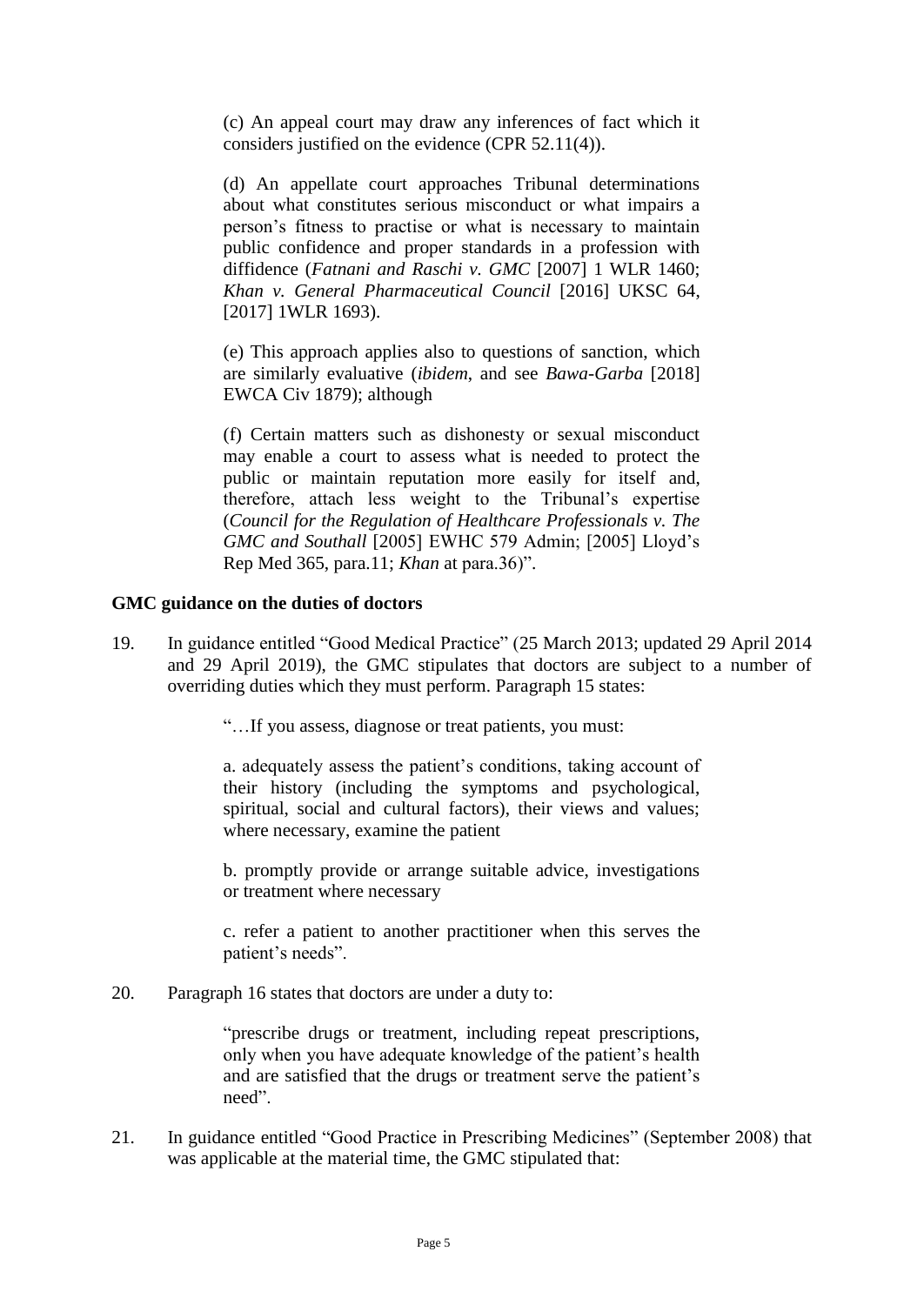> (c) An appeal court may draw any inferences of fact which it considers justified on the evidence (CPR 52.11(4)).
>
> (d) An appellate court approaches Tribunal determinations about what constitutes serious misconduct or what impairs a person's fitness to practise or what is necessary to maintain public confidence and proper standards in a profession with diffidence (*Fatnani and Raschi v. GMC* [2007] 1 WLR 1460; *Khan v. General Pharmaceutical Council* [2016] UKSC 64, [2017] 1WLR 1693).
>
> (e) This approach applies also to questions of sanction, which are similarly evaluative (*ibidem*, and see *Bawa-Garba* [2018] EWCA Civ 1879); although
>
> (f) Certain matters such as dishonesty or sexual misconduct may enable a court to assess what is needed to protect the public or maintain reputation more easily for itself and, therefore, attach less weight to the Tribunal's expertise (*Council for the Regulation of Healthcare Professionals v. The GMC and Southall* [2005] EWHC 579 Admin; [2005] Lloyd's Rep Med 365, para.11; *Khan* at para.36)".

**GMC guidance on the duties of doctors**

19. In guidance entitled "Good Medical Practice" (25 March 2013; updated 29 April 2014 and 29 April 2019), the GMC stipulates that doctors are subject to a number of overriding duties which they must perform. Paragraph 15 states:

> "…If you assess, diagnose or treat patients, you must:
>
> a. adequately assess the patient's conditions, taking account of their history (including the symptoms and psychological, spiritual, social and cultural factors), their views and values; where necessary, examine the patient
>
> b. promptly provide or arrange suitable advice, investigations or treatment where necessary
>
> c. refer a patient to another practitioner when this serves the patient's needs".

20. Paragraph 16 states that doctors are under a duty to:

> "prescribe drugs or treatment, including repeat prescriptions, only when you have adequate knowledge of the patient's health and are satisfied that the drugs or treatment serve the patient's need".

21. In guidance entitled "Good Practice in Prescribing Medicines" (September 2008) that was applicable at the material time, the GMC stipulated that: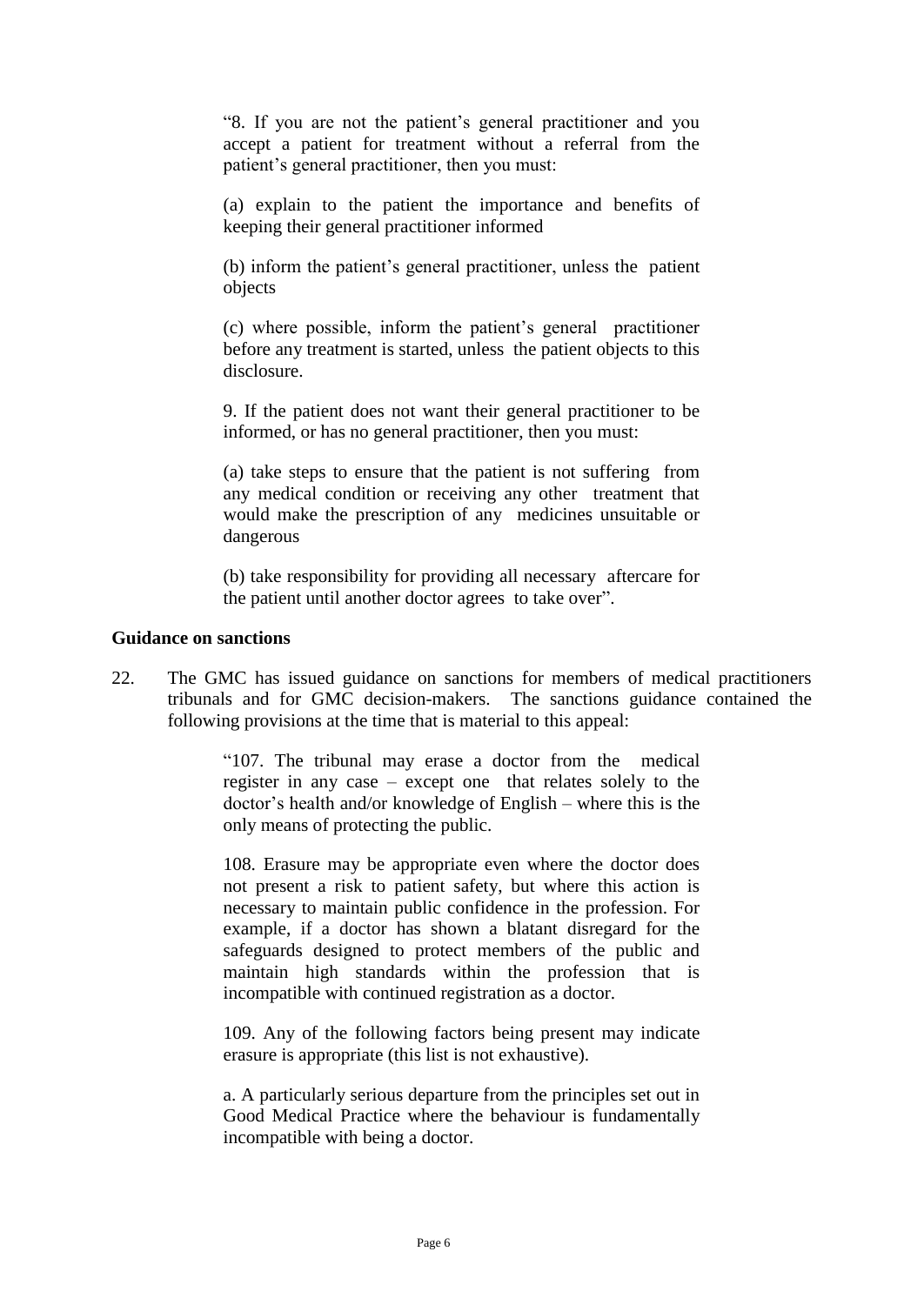> "8. If you are not the patient's general practitioner and you accept a patient for treatment without a referral from the patient's general practitioner, then you must:
>
> (a) explain to the patient the importance and benefits of keeping their general practitioner informed
>
> (b) inform the patient's general practitioner, unless the patient objects
>
> (c) where possible, inform the patient's general practitioner before any treatment is started, unless the patient objects to this disclosure.
>
> 9. If the patient does not want their general practitioner to be informed, or has no general practitioner, then you must:
>
> (a) take steps to ensure that the patient is not suffering from any medical condition or receiving any other treatment that would make the prescription of any medicines unsuitable or dangerous
>
> (b) take responsibility for providing all necessary aftercare for the patient until another doctor agrees to take over".

**Guidance on sanctions**

22. The GMC has issued guidance on sanctions for members of medical practitioners tribunals and for GMC decision-makers. The sanctions guidance contained the following provisions at the time that is material to this appeal:

> "107. The tribunal may erase a doctor from the medical register in any case – except one that relates solely to the doctor's health and/or knowledge of English – where this is the only means of protecting the public.
>
> 108. Erasure may be appropriate even where the doctor does not present a risk to patient safety, but where this action is necessary to maintain public confidence in the profession. For example, if a doctor has shown a blatant disregard for the safeguards designed to protect members of the public and maintain high standards within the profession that is incompatible with continued registration as a doctor.
>
> 109. Any of the following factors being present may indicate erasure is appropriate (this list is not exhaustive).
>
> a. A particularly serious departure from the principles set out in Good Medical Practice where the behaviour is fundamentally incompatible with being a doctor.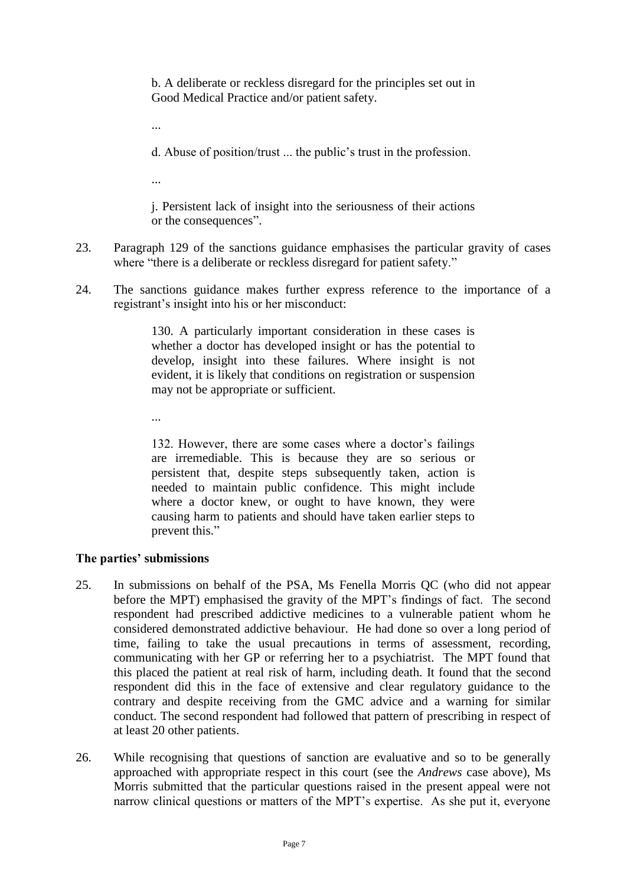> b. A deliberate or reckless disregard for the principles set out in Good Medical Practice and/or patient safety.
>
> ...
>
> d. Abuse of position/trust ... the public's trust in the profession.
>
> ...
>
> j. Persistent lack of insight into the seriousness of their actions or the consequences".

23. Paragraph 129 of the sanctions guidance emphasises the particular gravity of cases where "there is a deliberate or reckless disregard for patient safety."

24. The sanctions guidance makes further express reference to the importance of a registrant's insight into his or her misconduct:

> 130. A particularly important consideration in these cases is whether a doctor has developed insight or has the potential to develop, insight into these failures. Where insight is not evident, it is likely that conditions on registration or suspension may not be appropriate or sufficient.
>
> ...
>
> 132. However, there are some cases where a doctor's failings are irremediable. This is because they are so serious or persistent that, despite steps subsequently taken, action is needed to maintain public confidence. This might include where a doctor knew, or ought to have known, they were causing harm to patients and should have taken earlier steps to prevent this."

### The parties' submissions

25. In submissions on behalf of the PSA, Ms Fenella Morris QC (who did not appear before the MPT) emphasised the gravity of the MPT's findings of fact. The second respondent had prescribed addictive medicines to a vulnerable patient whom he considered demonstrated addictive behaviour. He had done so over a long period of time, failing to take the usual precautions in terms of assessment, recording, communicating with her GP or referring her to a psychiatrist. The MPT found that this placed the patient at real risk of harm, including death. It found that the second respondent did this in the face of extensive and clear regulatory guidance to the contrary and despite receiving from the GMC advice and a warning for similar conduct. The second respondent had followed that pattern of prescribing in respect of at least 20 other patients.

26. While recognising that questions of sanction are evaluative and so to be generally approached with appropriate respect in this court (see the *Andrews* case above), Ms Morris submitted that the particular questions raised in the present appeal were not narrow clinical questions or matters of the MPT's expertise. As she put it, everyone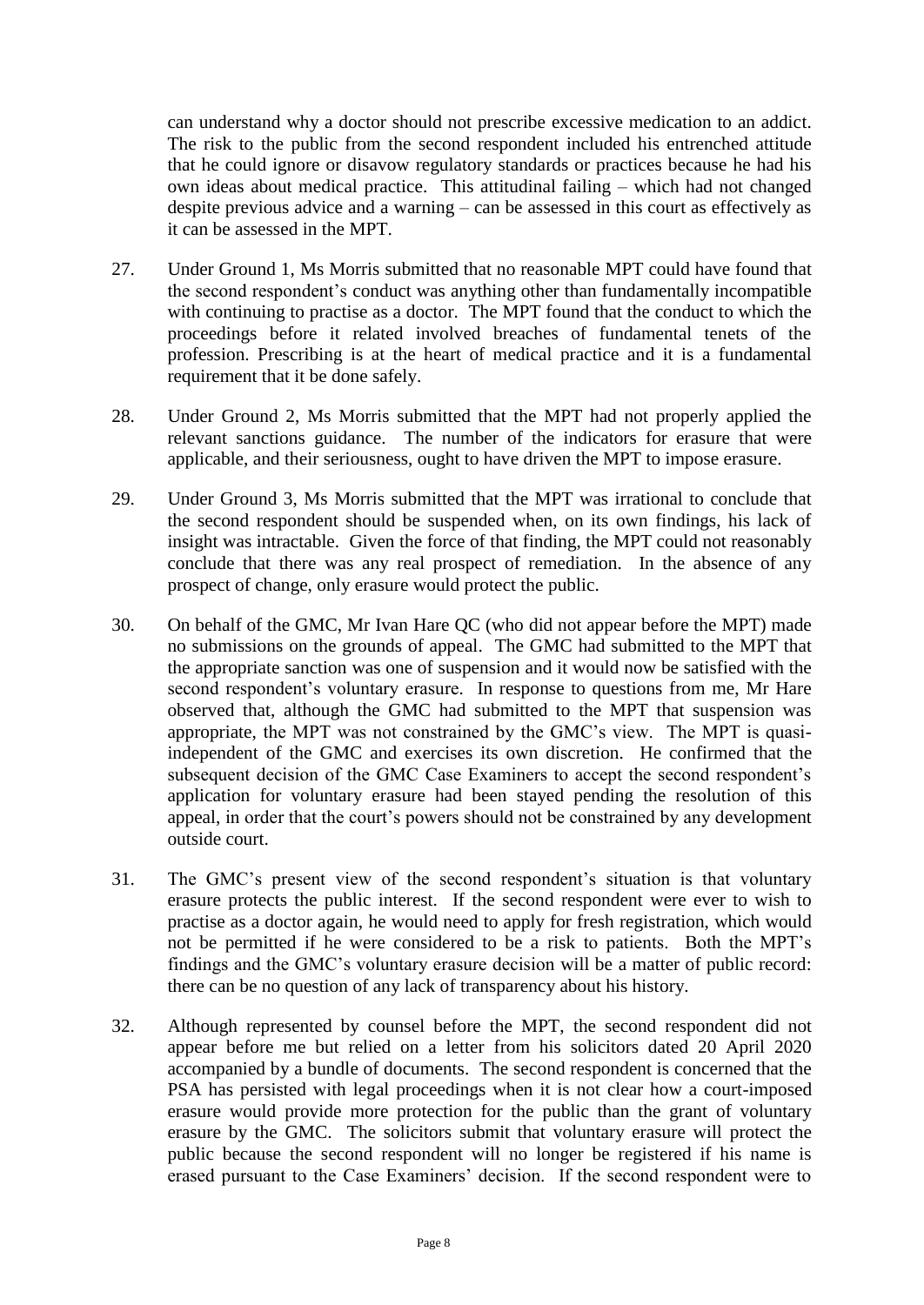can understand why a doctor should not prescribe excessive medication to an addict. The risk to the public from the second respondent included his entrenched attitude that he could ignore or disavow regulatory standards or practices because he had his own ideas about medical practice. This attitudinal failing – which had not changed despite previous advice and a warning – can be assessed in this court as effectively as it can be assessed in the MPT.

27. Under Ground 1, Ms Morris submitted that no reasonable MPT could have found that the second respondent's conduct was anything other than fundamentally incompatible with continuing to practise as a doctor. The MPT found that the conduct to which the proceedings before it related involved breaches of fundamental tenets of the profession. Prescribing is at the heart of medical practice and it is a fundamental requirement that it be done safely.

28. Under Ground 2, Ms Morris submitted that the MPT had not properly applied the relevant sanctions guidance. The number of the indicators for erasure that were applicable, and their seriousness, ought to have driven the MPT to impose erasure.

29. Under Ground 3, Ms Morris submitted that the MPT was irrational to conclude that the second respondent should be suspended when, on its own findings, his lack of insight was intractable. Given the force of that finding, the MPT could not reasonably conclude that there was any real prospect of remediation. In the absence of any prospect of change, only erasure would protect the public.

30. On behalf of the GMC, Mr Ivan Hare QC (who did not appear before the MPT) made no submissions on the grounds of appeal. The GMC had submitted to the MPT that the appropriate sanction was one of suspension and it would now be satisfied with the second respondent's voluntary erasure. In response to questions from me, Mr Hare observed that, although the GMC had submitted to the MPT that suspension was appropriate, the MPT was not constrained by the GMC's view. The MPT is quasi-independent of the GMC and exercises its own discretion. He confirmed that the subsequent decision of the GMC Case Examiners to accept the second respondent's application for voluntary erasure had been stayed pending the resolution of this appeal, in order that the court's powers should not be constrained by any development outside court.

31. The GMC's present view of the second respondent's situation is that voluntary erasure protects the public interest. If the second respondent were ever to wish to practise as a doctor again, he would need to apply for fresh registration, which would not be permitted if he were considered to be a risk to patients. Both the MPT's findings and the GMC's voluntary erasure decision will be a matter of public record: there can be no question of any lack of transparency about his history.

32. Although represented by counsel before the MPT, the second respondent did not appear before me but relied on a letter from his solicitors dated 20 April 2020 accompanied by a bundle of documents. The second respondent is concerned that the PSA has persisted with legal proceedings when it is not clear how a court-imposed erasure would provide more protection for the public than the grant of voluntary erasure by the GMC. The solicitors submit that voluntary erasure will protect the public because the second respondent will no longer be registered if his name is erased pursuant to the Case Examiners' decision. If the second respondent were to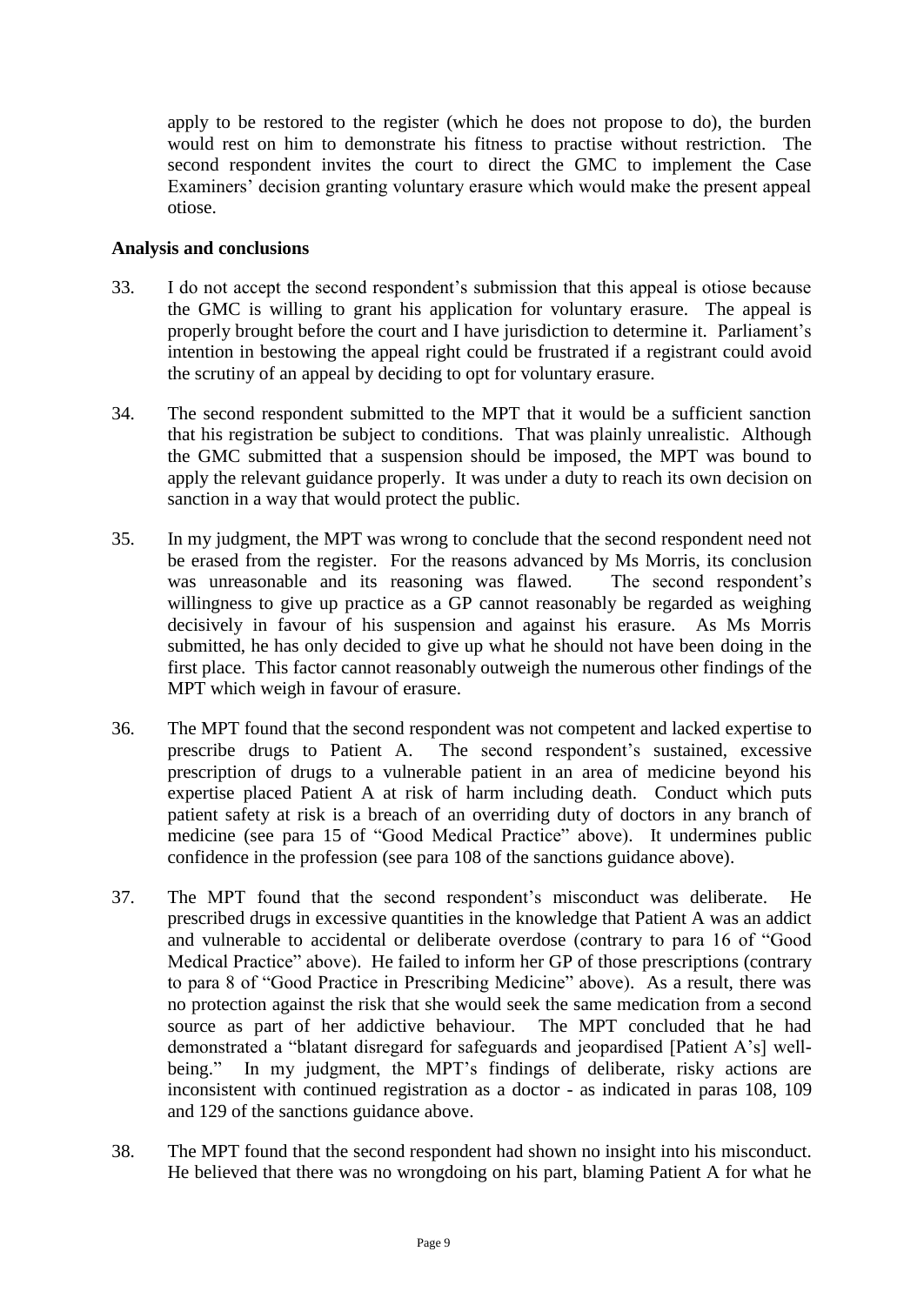apply to be restored to the register (which he does not propose to do), the burden would rest on him to demonstrate his fitness to practise without restriction. The second respondent invites the court to direct the GMC to implement the Case Examiners' decision granting voluntary erasure which would make the present appeal otiose.

**Analysis and conclusions**

33. I do not accept the second respondent's submission that this appeal is otiose because the GMC is willing to grant his application for voluntary erasure. The appeal is properly brought before the court and I have jurisdiction to determine it. Parliament's intention in bestowing the appeal right could be frustrated if a registrant could avoid the scrutiny of an appeal by deciding to opt for voluntary erasure.

34. The second respondent submitted to the MPT that it would be a sufficient sanction that his registration be subject to conditions. That was plainly unrealistic. Although the GMC submitted that a suspension should be imposed, the MPT was bound to apply the relevant guidance properly. It was under a duty to reach its own decision on sanction in a way that would protect the public.

35. In my judgment, the MPT was wrong to conclude that the second respondent need not be erased from the register. For the reasons advanced by Ms Morris, its conclusion was unreasonable and its reasoning was flawed. The second respondent's willingness to give up practice as a GP cannot reasonably be regarded as weighing decisively in favour of his suspension and against his erasure. As Ms Morris submitted, he has only decided to give up what he should not have been doing in the first place. This factor cannot reasonably outweigh the numerous other findings of the MPT which weigh in favour of erasure.

36. The MPT found that the second respondent was not competent and lacked expertise to prescribe drugs to Patient A. The second respondent's sustained, excessive prescription of drugs to a vulnerable patient in an area of medicine beyond his expertise placed Patient A at risk of harm including death. Conduct which puts patient safety at risk is a breach of an overriding duty of doctors in any branch of medicine (see para 15 of "Good Medical Practice" above). It undermines public confidence in the profession (see para 108 of the sanctions guidance above).

37. The MPT found that the second respondent's misconduct was deliberate. He prescribed drugs in excessive quantities in the knowledge that Patient A was an addict and vulnerable to accidental or deliberate overdose (contrary to para 16 of "Good Medical Practice" above). He failed to inform her GP of those prescriptions (contrary to para 8 of "Good Practice in Prescribing Medicine" above). As a result, there was no protection against the risk that she would seek the same medication from a second source as part of her addictive behaviour. The MPT concluded that he had demonstrated a "blatant disregard for safeguards and jeopardised [Patient A's] well-being." In my judgment, the MPT's findings of deliberate, risky actions are inconsistent with continued registration as a doctor - as indicated in paras 108, 109 and 129 of the sanctions guidance above.

38. The MPT found that the second respondent had shown no insight into his misconduct. He believed that there was no wrongdoing on his part, blaming Patient A for what he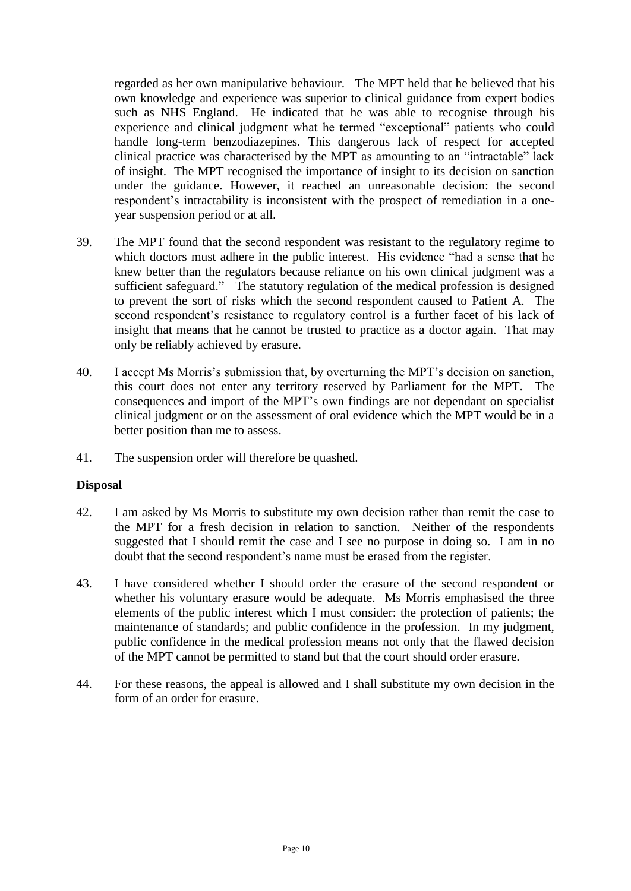regarded as her own manipulative behaviour. The MPT held that he believed that his own knowledge and experience was superior to clinical guidance from expert bodies such as NHS England. He indicated that he was able to recognise through his experience and clinical judgment what he termed "exceptional" patients who could handle long-term benzodiazepines. This dangerous lack of respect for accepted clinical practice was characterised by the MPT as amounting to an "intractable" lack of insight. The MPT recognised the importance of insight to its decision on sanction under the guidance. However, it reached an unreasonable decision: the second respondent's intractability is inconsistent with the prospect of remediation in a one-year suspension period or at all.

39. The MPT found that the second respondent was resistant to the regulatory regime to which doctors must adhere in the public interest. His evidence "had a sense that he knew better than the regulators because reliance on his own clinical judgment was a sufficient safeguard." The statutory regulation of the medical profession is designed to prevent the sort of risks which the second respondent caused to Patient A. The second respondent's resistance to regulatory control is a further facet of his lack of insight that means that he cannot be trusted to practice as a doctor again. That may only be reliably achieved by erasure.

40. I accept Ms Morris's submission that, by overturning the MPT's decision on sanction, this court does not enter any territory reserved by Parliament for the MPT. The consequences and import of the MPT's own findings are not dependant on specialist clinical judgment or on the assessment of oral evidence which the MPT would be in a better position than me to assess.

41. The suspension order will therefore be quashed.

**Disposal**

42. I am asked by Ms Morris to substitute my own decision rather than remit the case to the MPT for a fresh decision in relation to sanction. Neither of the respondents suggested that I should remit the case and I see no purpose in doing so. I am in no doubt that the second respondent's name must be erased from the register.

43. I have considered whether I should order the erasure of the second respondent or whether his voluntary erasure would be adequate. Ms Morris emphasised the three elements of the public interest which I must consider: the protection of patients; the maintenance of standards; and public confidence in the profession. In my judgment, public confidence in the medical profession means not only that the flawed decision of the MPT cannot be permitted to stand but that the court should order erasure.

44. For these reasons, the appeal is allowed and I shall substitute my own decision in the form of an order for erasure.